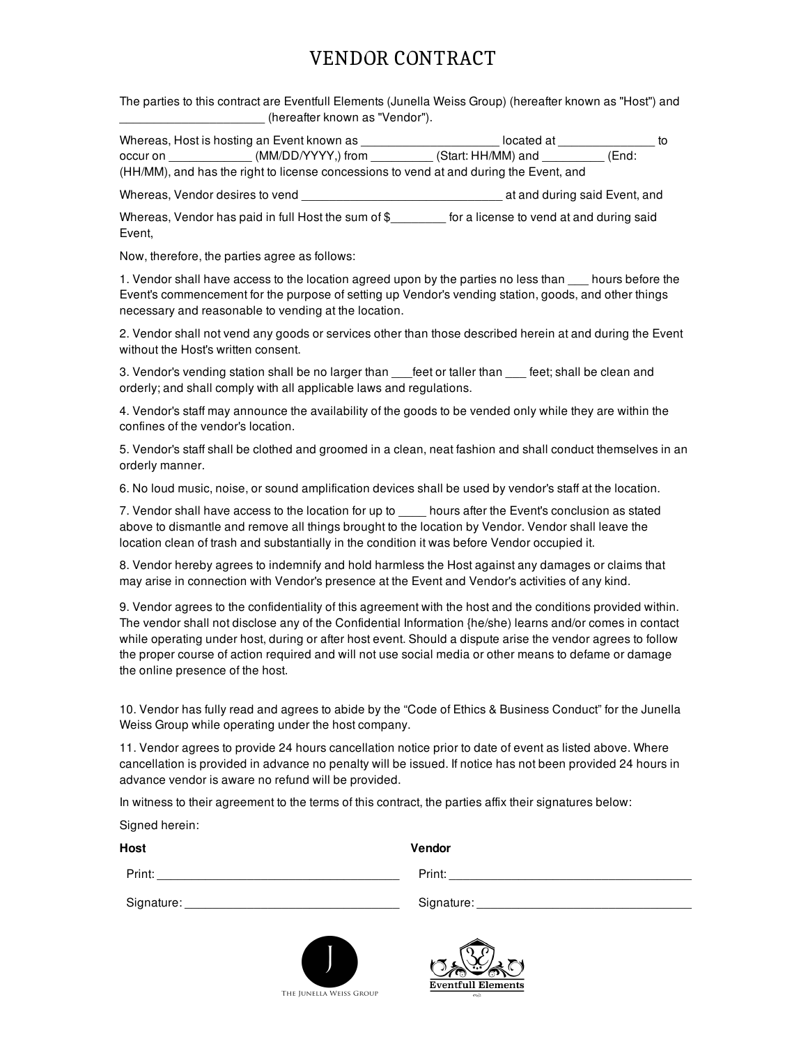# VENDOR CONTRACT

The parties to this contract are Eventfull Elements (Junella Weiss Group) (hereafter known as "Host") and _______________________ (hereafter known as "Vendor").

Whereas, Host is hosting an Event known as _____________________ located at ______________ to occur on ____________ (MM/DD/YYYY,) from _________ (Start: HH/MM) and _________ (End: (HH/MM), and has the right to license concessions to vend at and during the Event, and

Whereas, Vendor desires to vend ______________________________ at and during said Event, and

Whereas, Vendor has paid in full Host the sum of $________ for a license to vend at and during said Event,

Now, therefore, the parties agree as follows:

1. Vendor shall have access to the location agreed upon by the parties no less than ___ hours before the Event's commencement for the purpose of setting up Vendor's vending station, goods, and other things necessary and reasonable to vending at the location.

2. Vendor shall not vend any goods or services other than those described herein at and during the Event without the Host's written consent.

3. Vendor's vending station shall be no larger than ___feet or taller than ___ feet; shall be clean and orderly; and shall comply with all applicable laws and regulations.

4. Vendor's staff may announce the availability of the goods to be vended only while they are within the confines of the vendor's location.

5. Vendor's staff shall be clothed and groomed in a clean, neat fashion and shall conduct themselves in an orderly manner.

6. No loud music, noise, or sound amplification devices shall be used by vendor's staff at the location.

7. Vendor shall have access to the location for up to ____ hours after the Event's conclusion as stated above to dismantle and remove all things brought to the location by Vendor. Vendor shall leave the location clean of trash and substantially in the condition it was before Vendor occupied it.

8. Vendor hereby agrees to indemnify and hold harmless the Host against any damages or claims that may arise in connection with Vendor's presence at the Event and Vendor's activities of any kind.

9. Vendor agrees to the confidentiality of this agreement with the host and the conditions provided within. The vendor shall not disclose any of the Confidential Information {he/she} learns and/or comes in contact while operating under host, during or after host event. Should a dispute arise the vendor agrees to follow the proper course of action required and will not use social media or other means to defame or damage the online presence of the host.

10. Vendor has fully read and agrees to abide by the "Code of Ethics & Business Conduct" for the Junella Weiss Group while operating under the host company.

11. Vendor agrees to provide 24 hours cancellation notice prior to date of event as listed above. Where cancellation is provided in advance no penalty will be issued. If notice has not been provided 24 hours in advance vendor is aware no refund will be provided.

In witness to their agreement to the terms of this contract, the parties affix their signatures below:

Signed herein:

| **Host** | **Vendor** |
| --- | --- |
| Print: ___________________________ | Print: ___________________________ |
| Signature: _______________________ | Signature: _______________________ |

The Junella Weiss Group

Eventfull Elements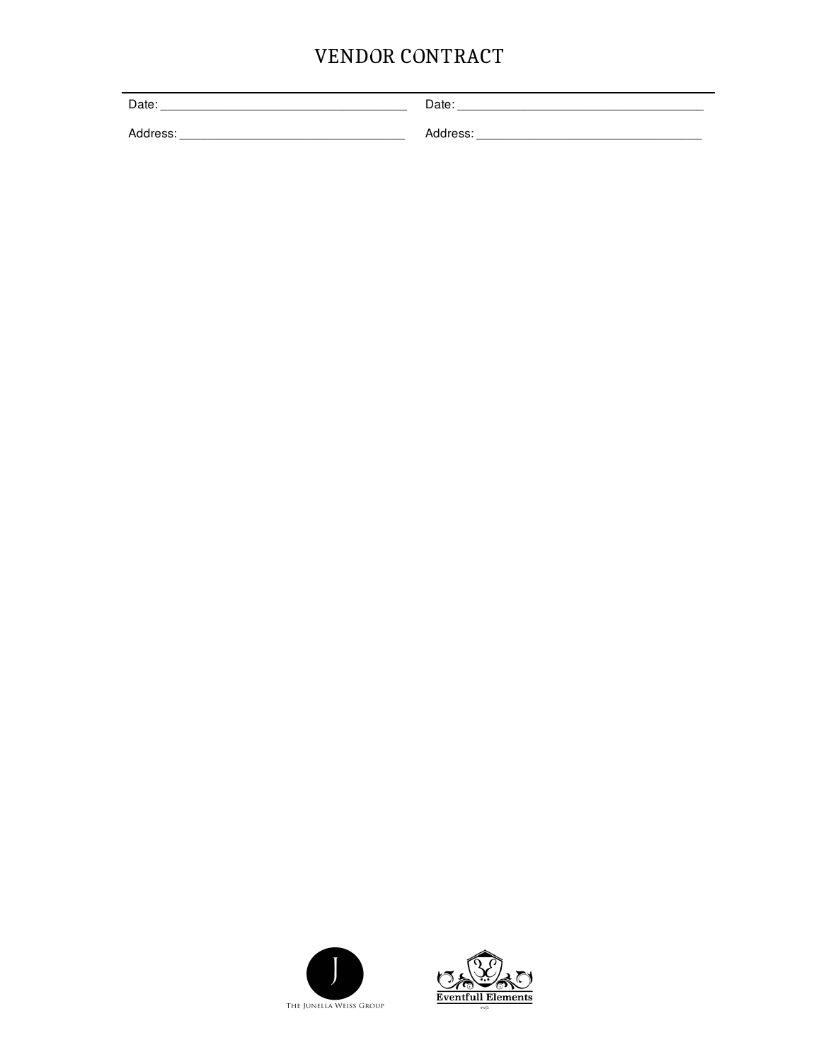# VENDOR CONTRACT

| | |
|---|---|
| Date: ___________________________________ | Date: ___________________________________ |
| Address: ________________________________ | Address: ________________________________ |

The Junella Weiss Group

Eventfull Elements